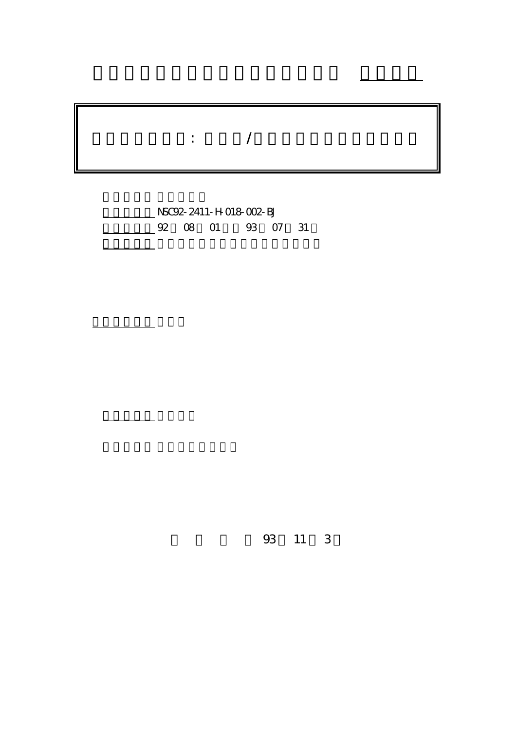: /

NSC92-2411-H-018-002-BJ

92 08 01 93 07 31

93 11 3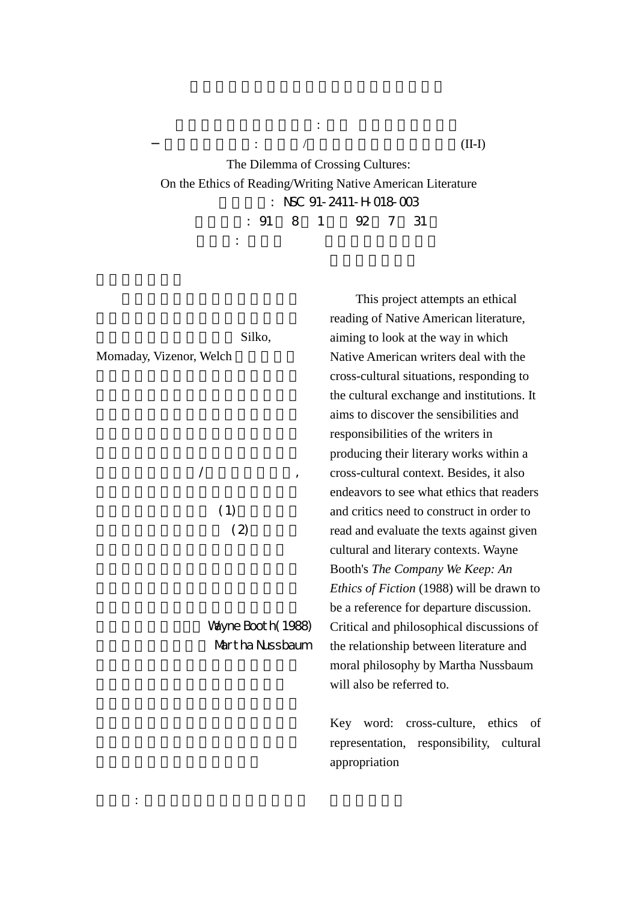(II-I)

The Dilemma of Crossing Cultures:

On the Ethics of Reading/Writing Native American Literature

: NSC 91-2411-H-018-003

: 91 8 1 92 7 31

Silko, Momaday, Vizenor, Welch

/ ,

(1)

(2)

Wayne Booth (1988)

Martha Nussbaum

:

This project attempts an ethical reading of Native American literature, aiming to look at the way in which Native American writers deal with the cross-cultural situations, responding to the cultural exchange and institutions. It aims to discover the sensibilities and responsibilities of the writers in producing their literary works within a cross-cultural context. Besides, it also endeavors to see what ethics that readers and critics need to construct in order to read and evaluate the texts against given cultural and literary contexts. Wayne Booth's *The Company We Keep: An Ethics of Fiction* (1988) will be drawn to be a reference for departure discussion. Critical and philosophical discussions of the relationship between literature and moral philosophy by Martha Nussbaum will also be referred to.

Key word: cross-culture, ethics of representation, responsibility, cultural appropriation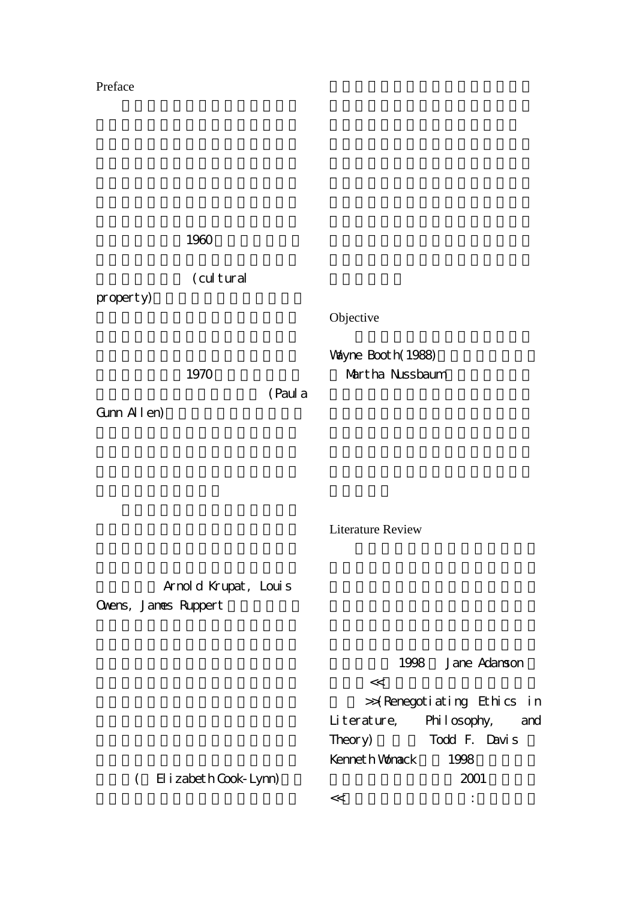## Preface

1960

(cultural property)

1970

(Paula Gunn Allen)

Arnold Krupat, Louis Owens, James Ruppert

( Elizabeth Cook-Lynn)

## Objective

Wayne Booth(1988)

Martha Nussbaum

## Literature Review

1998 Jane Adamson

<<

>>(Renegotiating Ethics in Literature, Philosophy, and Theory) Todd F. Davis Kenneth Womack 1998

2001

<< :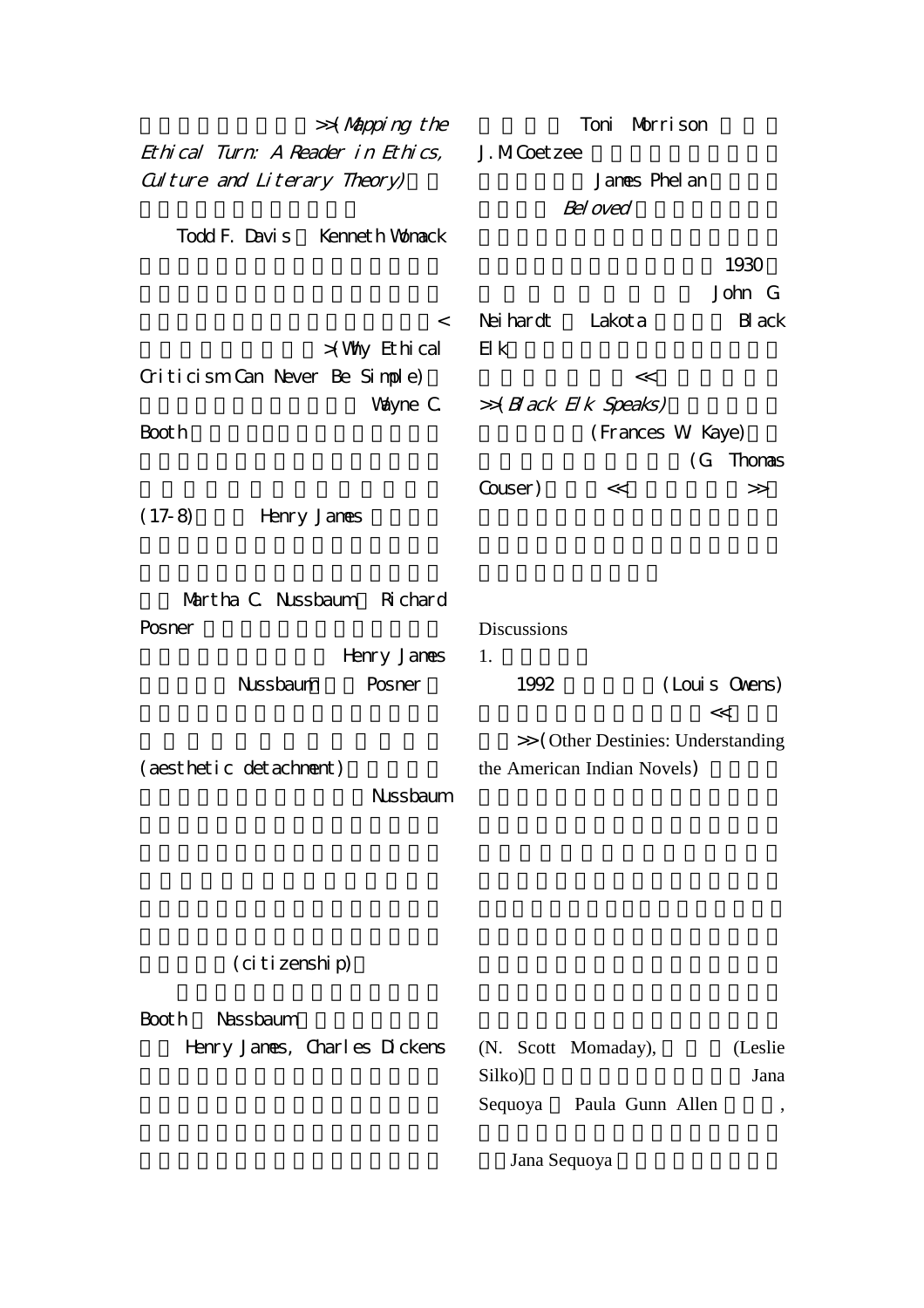>>(*Mapping the Ethical Turn: A Reader in Ethics, Culture and Literary Theory*)

Todd F. Davis Kenneth Womack

< >(Why Ethical Criticism Can Never Be Simple) Wayne C. Booth

(17-8) Henry James

Martha C. Nussbaum Richard Posner

Henry James Nussbaum Posner

(aesthetic detachment) Nussbaum

(citizenship)

Booth Nassbaum Henry James, Charles Dickens

Toni Morrison J. M. Coetzee James Phelan *Beloved*

1930 John G. Neihardt Lakota Black Elk << >>(*Black Elk Speaks*) (Frances W. Kaye) (G. Thomas Couser) << >>

Discussions

1.

1992 (Louis Owens) << >>(Other Destinies: Understanding the American Indian Novels)

(N. Scott Momaday), (Leslie Silko) Jana Sequoya Paula Gunn Allen ,

Jana Sequoya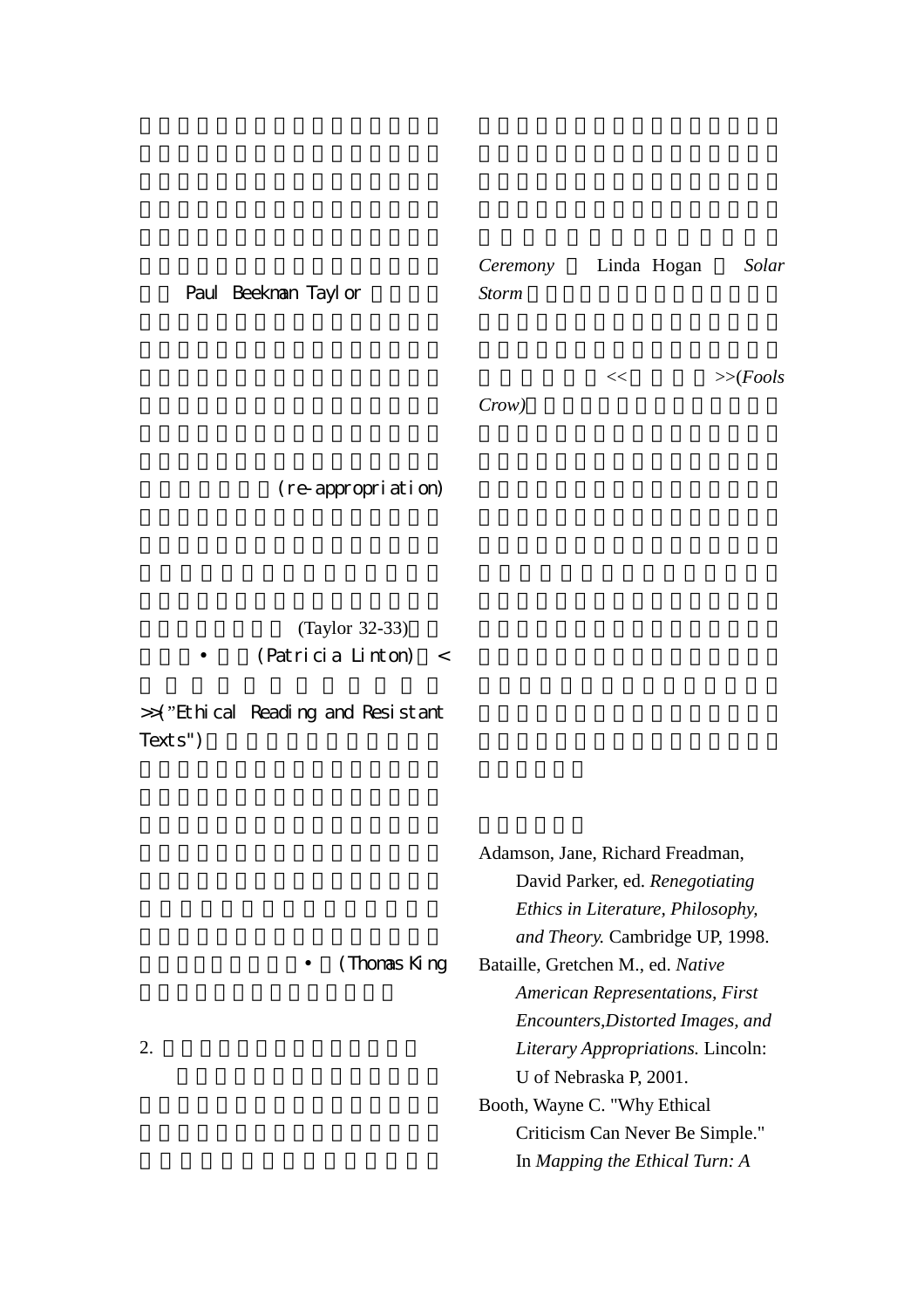Paul Beekman Taylor

(re-appropriation)

(Taylor 32-33)

• (Patricia Linton) <

>>("Ethical Reading and Resistant Texts")

• (Thomas King

2.

*Ceremony* Linda Hogan *Solar Storm*

<< >>(*Fools Crow)*

Adamson, Jane, Richard Freadman, David Parker, ed. *Renegotiating Ethics in Literature, Philosophy, and Theory.* Cambridge UP, 1998.

Bataille, Gretchen M., ed. *Native American Representations, First Encounters,Distorted Images, and Literary Appropriations.* Lincoln: U of Nebraska P, 2001.

Booth, Wayne C. "Why Ethical Criticism Can Never Be Simple." In *Mapping the Ethical Turn: A*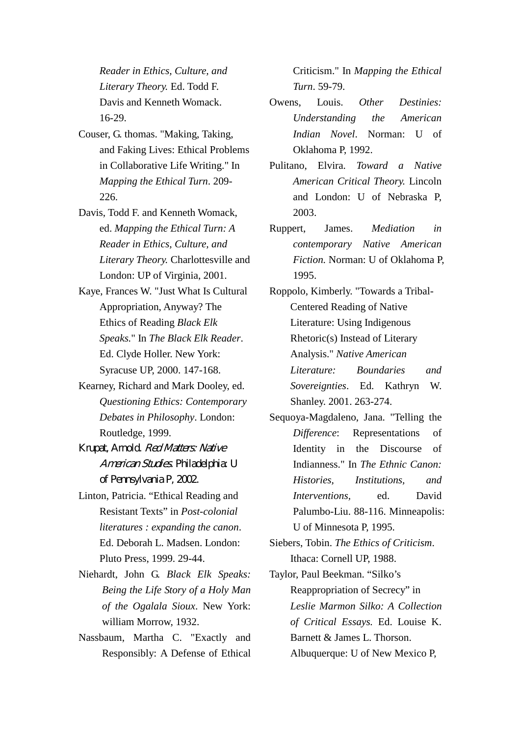*Reader in Ethics, Culture, and Literary Theory.* Ed. Todd F. Davis and Kenneth Womack. 16-29.

Couser, G. thomas. "Making, Taking, and Faking Lives: Ethical Problems in Collaborative Life Writing." In *Mapping the Ethical Turn*. 209-226.

Davis, Todd F. and Kenneth Womack, ed. *Mapping the Ethical Turn: A Reader in Ethics, Culture, and Literary Theory.* Charlottesville and London: UP of Virginia, 2001.

Kaye, Frances W. "Just What Is Cultural Appropriation, Anyway? The Ethics of Reading *Black Elk Speaks.*" In *The Black Elk Reader*. Ed. Clyde Holler. New York: Syracuse UP, 2000. 147-168.

Kearney, Richard and Mark Dooley, ed. *Questioning Ethics: Contemporary Debates in Philosophy*. London: Routledge, 1999.

Krupat, Arnold. *Red Matters: Native American Studies*. Philadelphia: U of Pennsylvania P, 2002.

Linton, Patricia. "Ethical Reading and Resistant Texts" in *Post-colonial literatures : expanding the canon*. Ed. Deborah L. Madsen. London: Pluto Press, 1999. 29-44.

Niehardt, John G. *Black Elk Speaks: Being the Life Story of a Holy Man of the Ogalala Sioux*. New York: william Morrow, 1932.

Nassbaum, Martha C. "Exactly and Responsibly: A Defense of Ethical Criticism." In *Mapping the Ethical Turn*. 59-79.

Owens, Louis. *Other Destinies: Understanding the American Indian Novel*. Norman: U of Oklahoma P, 1992.

Pulitano, Elvira. *Toward a Native American Critical Theory.* Lincoln and London: U of Nebraska P, 2003.

Ruppert, James. *Mediation in contemporary Native American Fiction.* Norman: U of Oklahoma P, 1995.

Roppolo, Kimberly. "Towards a Tribal-Centered Reading of Native Literature: Using Indigenous Rhetoric(s) Instead of Literary Analysis." *Native American Literature: Boundaries and Sovereignties*. Ed. Kathryn W. Shanley. 2001. 263-274.

Sequoya-Magdaleno, Jana. "Telling the *Difference*: Representations of Identity in the Discourse of Indianness." In *The Ethnic Canon: Histories, Institutions, and Interventions,* ed. David Palumbo-Liu. 88-116. Minneapolis: U of Minnesota P, 1995.

Siebers, Tobin. *The Ethics of Criticism*. Ithaca: Cornell UP, 1988.

Taylor, Paul Beekman. "Silko's Reappropriation of Secrecy" in *Leslie Marmon Silko: A Collection of Critical Essays.* Ed. Louise K. Barnett & James L. Thorson. Albuquerque: U of New Mexico P,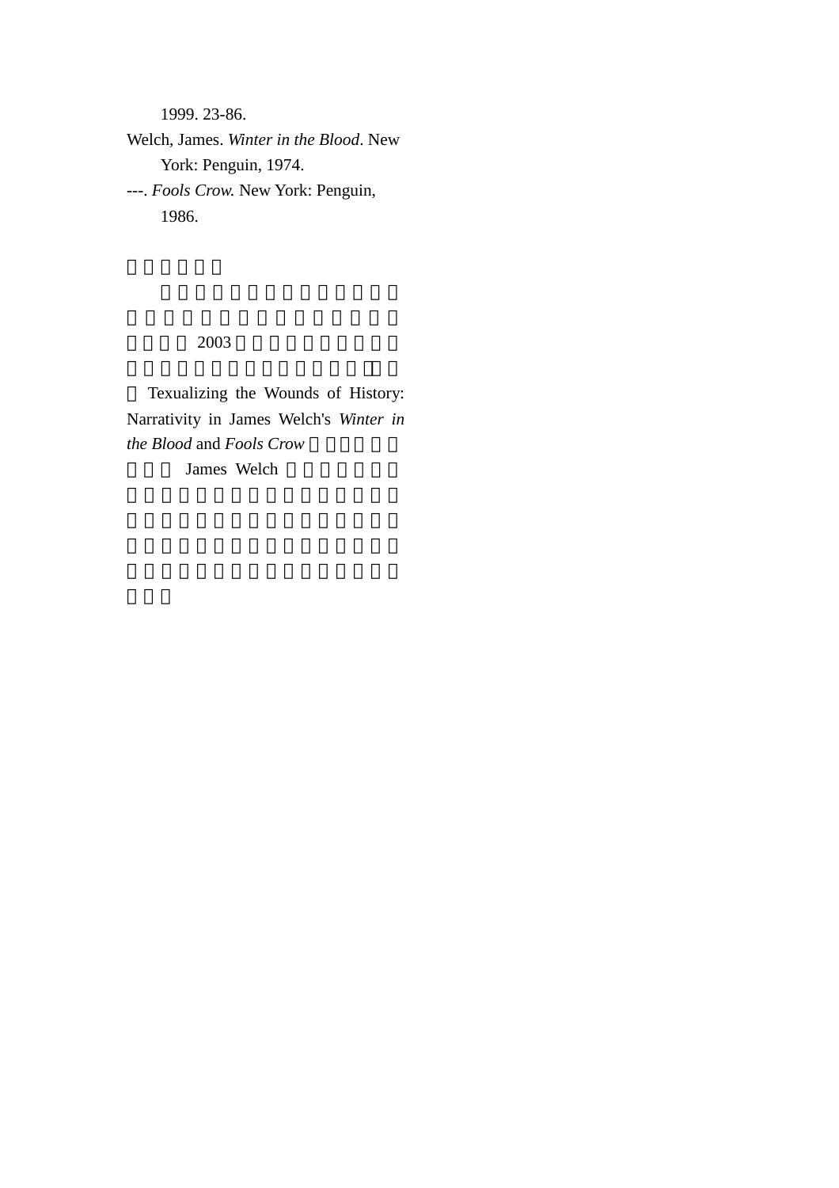1999. 23-86.

Welch, James. *Winter in the Blood*. New York: Penguin, 1974.

---. *Fools Crow.* New York: Penguin, 1986.

2003

Texualizing the Wounds of History: Narrativity in James Welch's *Winter in the Blood* and *Fools Crow*

James Welch